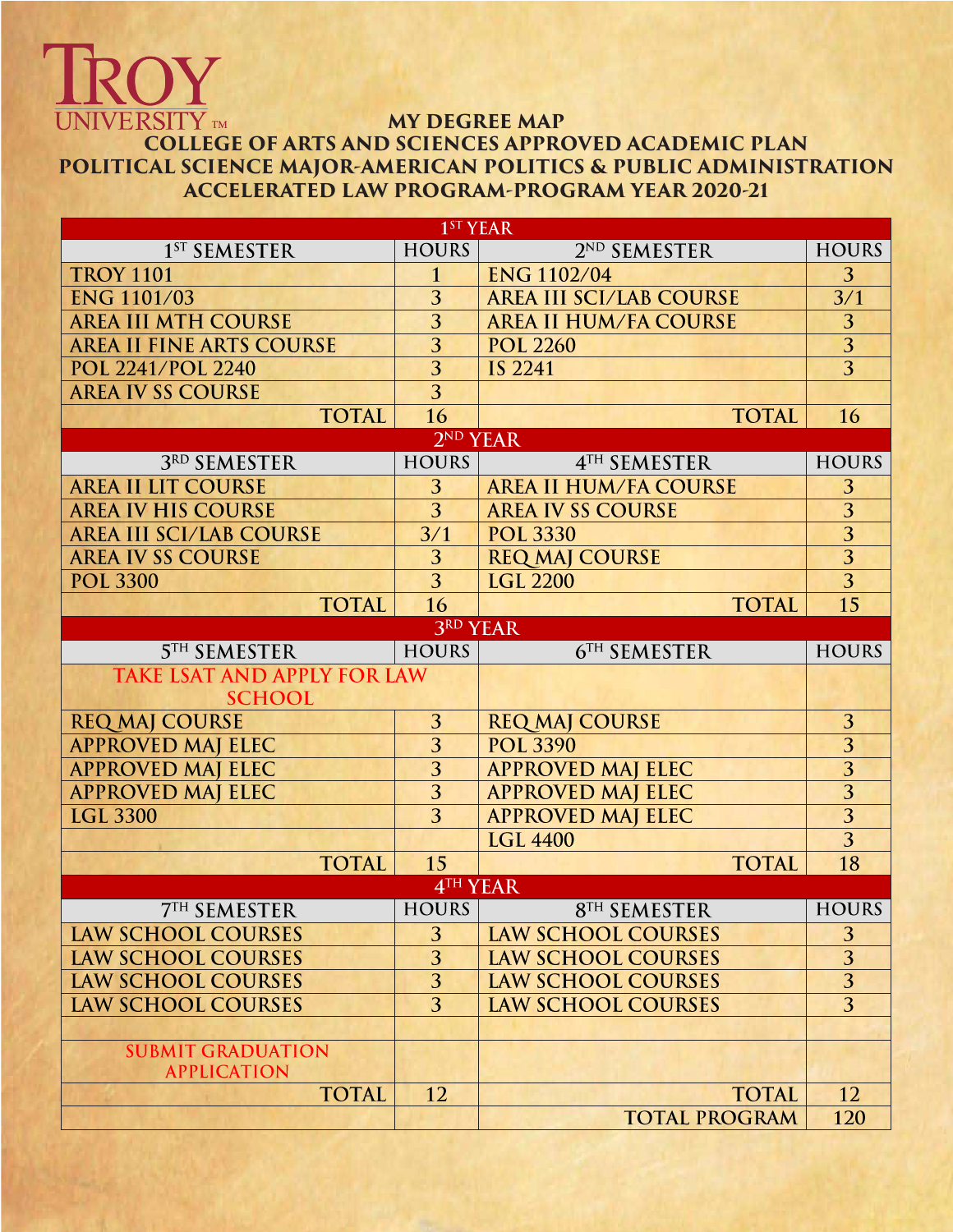TROY UNIVERSITY™

# MY DEGREE MAP
## COLLEGE OF ARTS AND SCIENCES APPROVED ACADEMIC PLAN
## POLITICAL SCIENCE MAJOR-AMERICAN POLITICS & PUBLIC ADMINISTRATION
## ACCELERATED LAW PROGRAM-PROGRAM YEAR 2020-21

| 1ST YEAR | | | |
|---|---|---|---|
| 1ST SEMESTER | HOURS | 2ND SEMESTER | HOURS |
| TROY 1101 | 1 | ENG 1102/04 | 3 |
| ENG 1101/03 | 3 | AREA III SCI/LAB COURSE | 3/1 |
| AREA III MTH COURSE | 3 | AREA II HUM/FA COURSE | 3 |
| AREA II FINE ARTS COURSE | 3 | POL 2260 | 3 |
| POL 2241/POL 2240 | 3 | IS 2241 | 3 |
| AREA IV SS COURSE | 3 | | |
| TOTAL | 16 | TOTAL | 16 |
| **2ND YEAR** | | | |
| 3RD SEMESTER | HOURS | 4TH SEMESTER | HOURS |
| AREA II LIT COURSE | 3 | AREA II HUM/FA COURSE | 3 |
| AREA IV HIS COURSE | 3 | AREA IV SS COURSE | 3 |
| AREA III SCI/LAB COURSE | 3/1 | POL 3330 | 3 |
| AREA IV SS COURSE | 3 | REQ MAJ COURSE | 3 |
| POL 3300 | 3 | LGL 2200 | 3 |
| TOTAL | 16 | TOTAL | 15 |
| **3RD YEAR** | | | |
| 5TH SEMESTER | HOURS | 6TH SEMESTER | HOURS |
| TAKE LSAT AND APPLY FOR LAW SCHOOL | | | |
| REQ MAJ COURSE | 3 | REQ MAJ COURSE | 3 |
| APPROVED MAJ ELEC | 3 | POL 3390 | 3 |
| APPROVED MAJ ELEC | 3 | APPROVED MAJ ELEC | 3 |
| APPROVED MAJ ELEC | 3 | APPROVED MAJ ELEC | 3 |
| LGL 3300 | 3 | APPROVED MAJ ELEC | 3 |
| | | LGL 4400 | 3 |
| TOTAL | 15 | TOTAL | 18 |
| **4TH YEAR** | | | |
| 7TH SEMESTER | HOURS | 8TH SEMESTER | HOURS |
| LAW SCHOOL COURSES | 3 | LAW SCHOOL COURSES | 3 |
| LAW SCHOOL COURSES | 3 | LAW SCHOOL COURSES | 3 |
| LAW SCHOOL COURSES | 3 | LAW SCHOOL COURSES | 3 |
| LAW SCHOOL COURSES | 3 | LAW SCHOOL COURSES | 3 |
| | | | |
| SUBMIT GRADUATION APPLICATION | | | |
| TOTAL | 12 | TOTAL | 12 |
| | | TOTAL PROGRAM | 120 |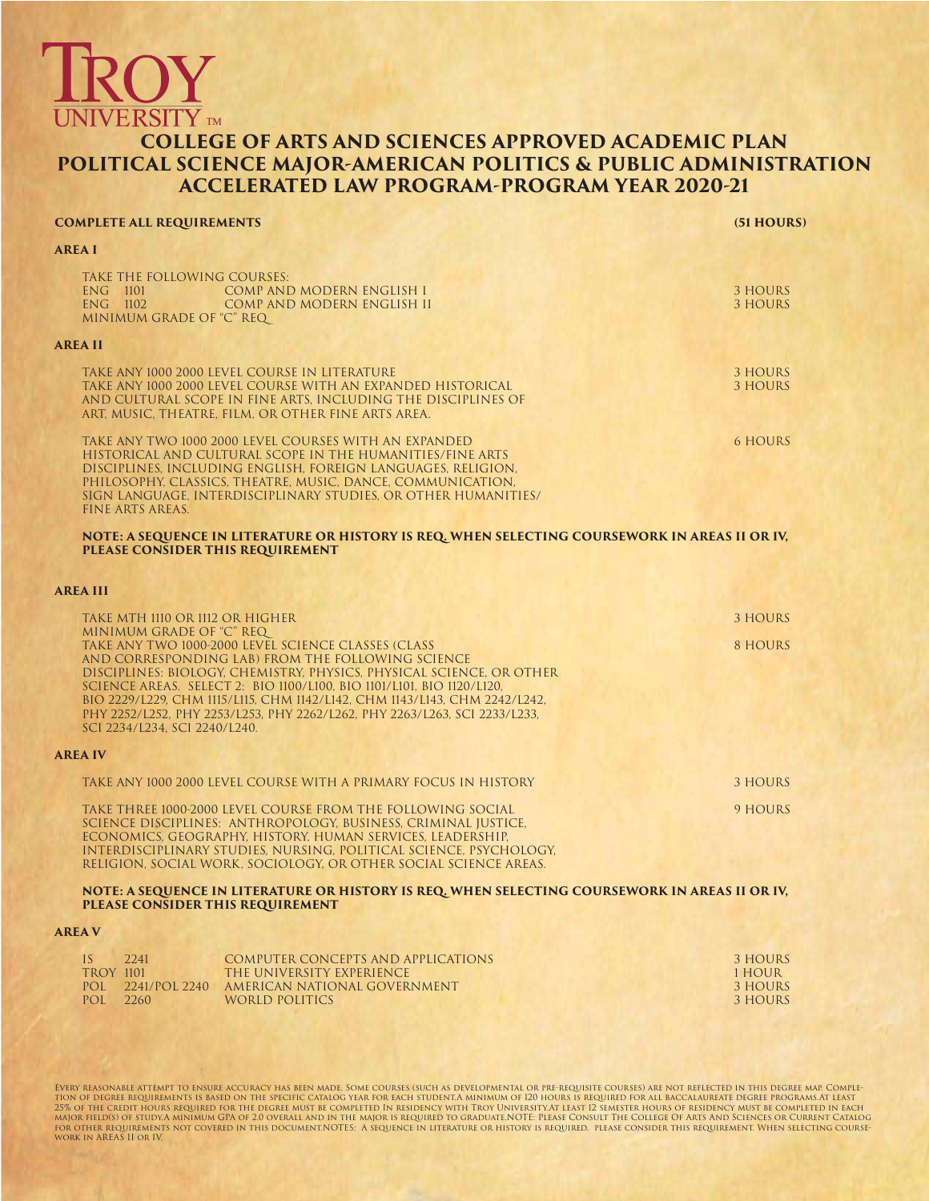TROY UNIVERSITY™

# COLLEGE OF ARTS AND SCIENCES APPROVED ACADEMIC PLAN
# POLITICAL SCIENCE MAJOR-AMERICAN POLITICS & PUBLIC ADMINISTRATION
# ACCELERATED LAW PROGRAM-PROGRAM YEAR 2020-21

**COMPLETE ALL REQUIREMENTS** **(51 HOURS)**

**AREA I**

TAKE THE FOLLOWING COURSES:

| | | |
|---|---|---|
| ENG 1101 | COMP AND MODERN ENGLISH I | 3 HOURS |
| ENG 1102 | COMP AND MODERN ENGLISH II | 3 HOURS |

MINIMUM GRADE OF "C" REQ_

**AREA II**

TAKE ANY 1000 2000 LEVEL COURSE IN LITERATURE — 3 HOURS

TAKE ANY 1000 2000 LEVEL COURSE WITH AN EXPANDED HISTORICAL AND CULTURAL SCOPE IN FINE ARTS, INCLUDING THE DISCIPLINES OF ART, MUSIC, THEATRE, FILM, OR OTHER FINE ARTS AREA. — 3 HOURS

TAKE ANY TWO 1000 2000 LEVEL COURSES WITH AN EXPANDED HISTORICAL AND CULTURAL SCOPE IN THE HUMANITIES/FINE ARTS DISCIPLINES, INCLUDING ENGLISH, FOREIGN LANGUAGES, RELIGION, PHILOSOPHY, CLASSICS, THEATRE, MUSIC, DANCE, COMMUNICATION, SIGN LANGUAGE, INTERDISCIPLINARY STUDIES, OR OTHER HUMANITIES/ FINE ARTS AREAS. — 6 HOURS

**NOTE: A SEQUENCE IN LITERATURE OR HISTORY IS REQ. WHEN SELECTING COURSEWORK IN AREAS II OR IV, PLEASE CONSIDER THIS REQUIREMENT**

**AREA III**

TAKE MTH 1110 OR 1112 OR HIGHER — 3 HOURS
MINIMUM GRADE OF "C" REQ_

TAKE ANY TWO 1000-2000 LEVEL SCIENCE CLASSES (CLASS AND CORRESPONDING LAB) FROM THE FOLLOWING SCIENCE DISCIPLINES: BIOLOGY, CHEMISTRY, PHYSICS, PHYSICAL SCIENCE, OR OTHER SCIENCE AREAS. SELECT 2: BIO 1100/L100, BIO 1101/L101, BIO 1120/L120, BIO 2229/L229, CHM 1115/L115, CHM 1142/L142, CHM 1143/L143, CHM 2242/L242, PHY 2252/L252, PHY 2253/L253, PHY 2262/L262, PHY 2263/L263, SCI 2233/L233, SCI 2234/L234, SCI 2240/L240. — 8 HOURS

**AREA IV**

TAKE ANY 1000 2000 LEVEL COURSE WITH A PRIMARY FOCUS IN HISTORY — 3 HOURS

TAKE THREE 1000-2000 LEVEL COURSE FROM THE FOLLOWING SOCIAL SCIENCE DISCIPLINES: ANTHROPOLOGY, BUSINESS, CRIMINAL JUSTICE, ECONOMICS, GEOGRAPHY, HISTORY, HUMAN SERVICES, LEADERSHIP, INTERDISCIPLINARY STUDIES, NURSING, POLITICAL SCIENCE, PSYCHOLOGY, RELIGION, SOCIAL WORK, SOCIOLOGY, OR OTHER SOCIAL SCIENCE AREAS. — 9 HOURS

**NOTE: A SEQUENCE IN LITERATURE OR HISTORY IS REQ. WHEN SELECTING COURSEWORK IN AREAS II OR IV, PLEASE CONSIDER THIS REQUIREMENT**

**AREA V**

| | | |
|---|---|---|
| IS 2241 | COMPUTER CONCEPTS AND APPLICATIONS | 3 HOURS |
| TROY 1101 | THE UNIVERSITY EXPERIENCE | 1 HOUR |
| POL 2241/POL 2240 | AMERICAN NATIONAL GOVERNMENT | 3 HOURS |
| POL 2260 | WORLD POLITICS | 3 HOURS |

Every reasonable attempt to ensure accuracy has been made. Some courses (such as developmental or pre-requisite courses) are not reflected in this degree map. Completion of degree requirements is based on the specific catalog year for each student.A minimum of 120 hours is required for all baccalaureate degree programs.At least 25% of the credit hours required for the degree must be completed In residency with Troy University.At least 12 semester hours of residency must be completed in each major field(s) of study.A minimum GPA of 2.0 overall and in the major is required to graduate.NOTE: Please Consult The College Of Arts And Sciences or Current Catalog for other requirements not covered in this document.NOTES: A sequence in literature or history is required. please consider this requirement. When selecting coursework in areas II or IV.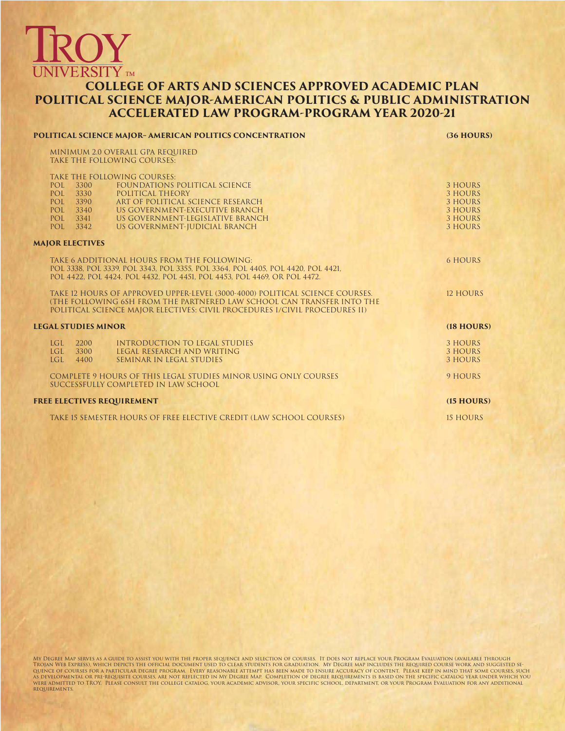# TROY UNIVERSITY

## COLLEGE OF ARTS AND SCIENCES APPROVED ACADEMIC PLAN
## POLITICAL SCIENCE MAJOR-AMERICAN POLITICS & PUBLIC ADMINISTRATION
## ACCELERATED LAW PROGRAM-PROGRAM YEAR 2020-21

### POLITICAL SCIENCE MAJOR– AMERICAN POLITICS CONCENTRATION (36 HOURS)

MINIMUM 2.0 OVERALL GPA REQUIRED
TAKE THE FOLLOWING COURSES:

TAKE THE FOLLOWING COURSES:

| | | | |
|---|---|---|---|
| POL | 3300 | FOUNDATIONS POLITICAL SCIENCE | 3 HOURS |
| POL | 3330 | POLITICAL THEORY | 3 HOURS |
| POL | 3390 | ART OF POLITICAL SCIENCE RESEARCH | 3 HOURS |
| POL | 3340 | US GOVERNMENT-EXECUTIVE BRANCH | 3 HOURS |
| POL | 3341 | US GOVERNMENT-LEGISLATIVE BRANCH | 3 HOURS |
| POL | 3342 | US GOVERNMENT-JUDICIAL BRANCH | 3 HOURS |

### MAJOR ELECTIVES

TAKE 6 ADDITIONAL HOURS FROM THE FOLLOWING: POL 3338, POL 3339, POL 3343, POL 3355, POL 3364, POL 4405, POL 4420, POL 4421, POL 4422, POL 4424, POL 4432, POL 4451, POL 4453, POL 4469, OR POL 4472. — 6 HOURS

TAKE 12 HOURS OF APPROVED UPPER-LEVEL (3000-4000) POLITICAL SCIENCE COURSES. (THE FOLLOWING 6SH FROM THE PARTNERED LAW SCHOOL CAN TRANSFER INTO THE POLITICAL SCIENCE MAJOR ELECTIVES: CIVIL PROCEDURES I/CIVIL PROCEDURES II) — 12 HOURS

### LEGAL STUDIES MINOR (18 HOURS)

| | | | |
|---|---|---|---|
| LGL | 2200 | INTRODUCTION TO LEGAL STUDIES | 3 HOURS |
| LGL | 3300 | LEGAL RESEARCH AND WRITING | 3 HOURS |
| LGL | 4400 | SEMINAR IN LEGAL STUDIES | 3 HOURS |

COMPLETE 9 HOURS OF THIS LEGAL STUDIES MINOR USING ONLY COURSES SUCCESSFULLY COMPLETED IN LAW SCHOOL — 9 HOURS

### FREE ELECTIVES REQUIREMENT (15 HOURS)

TAKE 15 SEMESTER HOURS OF FREE ELECTIVE CREDIT (LAW SCHOOL COURSES) — 15 HOURS

My Degree Map serves as a guide to assist you with the proper sequence and selection of courses. It does not replace your Program Evaluation (available through Trojan Web Express), which depicts the official document used to clear students for graduation. My Degree map includes the required course work and suggested sequence of courses for a particular degree program. Every reasonable attempt has been made to ensure accuracy of content. Please keep in mind that some courses, such as developmental or pre-requisite courses, are not reflected in My Degree Map. Completion of degree requirements is based on the specific catalog year under which you were admitted to TROY. Please consult the college catalog, your academic advisor, your specific school, department, or your Program Evaluation for any additional requirements.